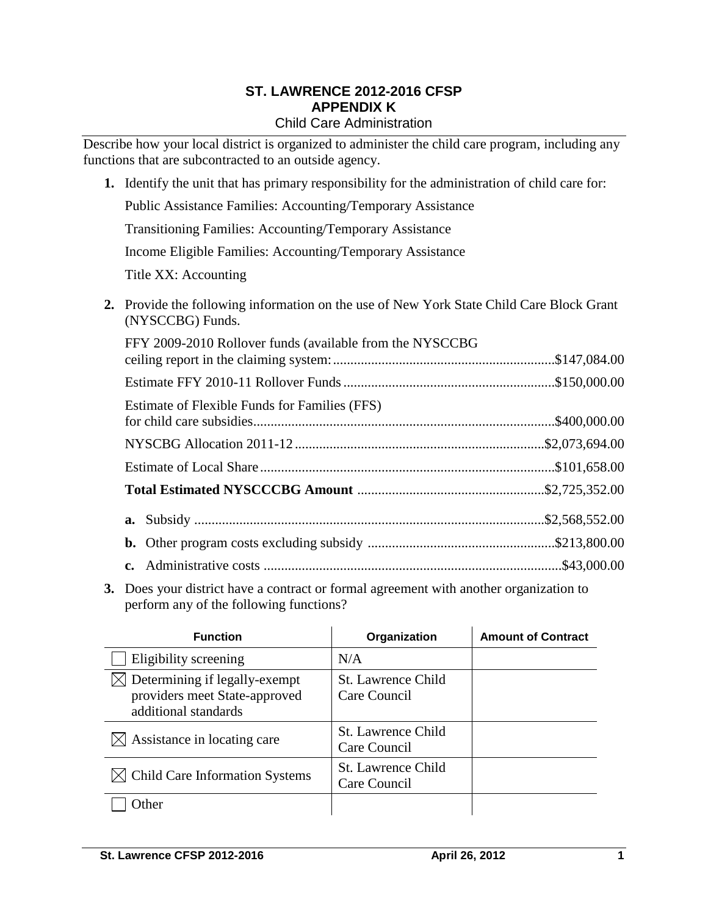# ST. LAWRENCE 2012-2016 CFSP
## APPENDIX K
### Child Care Administration

Describe how your local district is organized to administer the child care program, including any functions that are subcontracted to an outside agency.

1. **1.** Identify the unit that has primary responsibility for the administration of child care for:

   Public Assistance Families: Accounting/Temporary Assistance

   Transitioning Families: Accounting/Temporary Assistance

   Income Eligible Families: Accounting/Temporary Assistance

   Title XX: Accounting

2. **2.** Provide the following information on the use of New York State Child Care Block Grant (NYSCCBG) Funds.

   FFY 2009-2010 Rollover funds (available from the NYSCCBG ceiling report in the claiming system:................................................................$147,084.00

   Estimate FFY 2010-11 Rollover Funds............................................................$150,000.00

   Estimate of Flexible Funds for Families (FFS) for child care subsidies......................................................................................$400,000.00

   NYSCBG Allocation 2011-12.......................................................................$2,073,694.00

   Estimate of Local Share....................................................................................$101,658.00

   **Total Estimated NYSCCCBG Amount** .....................................................$2,725,352.00

   **a.** Subsidy ...................................................................................................$2,568,552.00

   **b.** Other program costs excluding subsidy .....................................................$213,800.00

   **c.** Administrative costs ....................................................................................$43,000.00

3. **3.** Does your district have a contract or formal agreement with another organization to perform any of the following functions?

| Function | Organization | Amount of Contract |
|---|---|---|
| ☐ Eligibility screening | N/A | |
| ☒ Determining if legally-exempt providers meet State-approved additional standards | St. Lawrence Child Care Council | |
| ☒ Assistance in locating care | St. Lawrence Child Care Council | |
| ☒ Child Care Information Systems | St. Lawrence Child Care Council | |
| ☐ Other | | |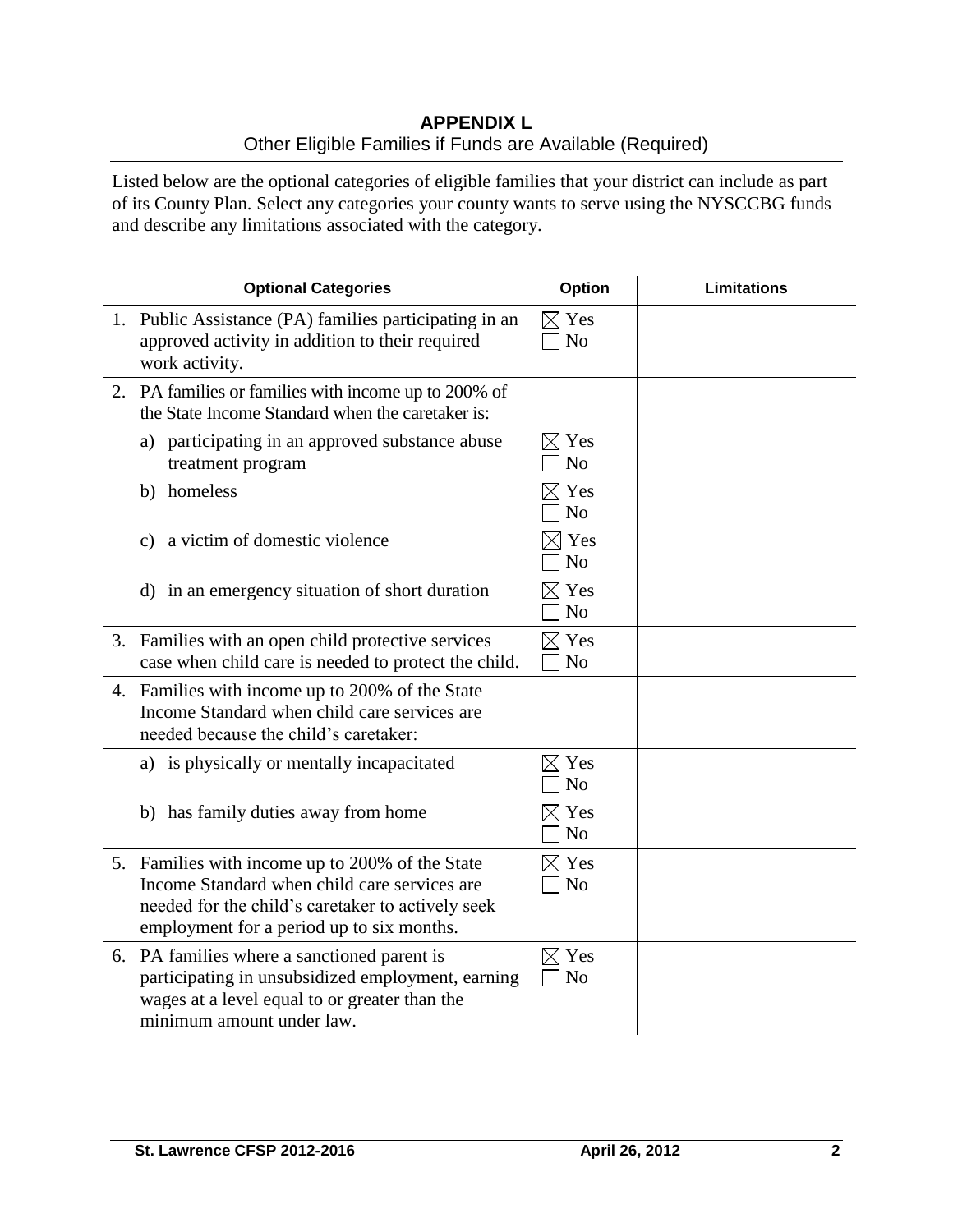# APPENDIX L

Other Eligible Families if Funds are Available (Required)

Listed below are the optional categories of eligible families that your district can include as part of its County Plan. Select any categories your county wants to serve using the NYSCCBG funds and describe any limitations associated with the category.

| Optional Categories | Option | Limitations |
|---|---|---|
| 1. Public Assistance (PA) families participating in an approved activity in addition to their required work activity. | ☒ Yes ☐ No | |
| 2. PA families or families with income up to 200% of the State Income Standard when the caretaker is: | | |
| a) participating in an approved substance abuse treatment program | ☒ Yes ☐ No | |
| b) homeless | ☒ Yes ☐ No | |
| c) a victim of domestic violence | ☒ Yes ☐ No | |
| d) in an emergency situation of short duration | ☒ Yes ☐ No | |
| 3. Families with an open child protective services case when child care is needed to protect the child. | ☒ Yes ☐ No | |
| 4. Families with income up to 200% of the State Income Standard when child care services are needed because the child's caretaker: | | |
| a) is physically or mentally incapacitated | ☒ Yes ☐ No | |
| b) has family duties away from home | ☒ Yes ☐ No | |
| 5. Families with income up to 200% of the State Income Standard when child care services are needed for the child's caretaker to actively seek employment for a period up to six months. | ☒ Yes ☐ No | |
| 6. PA families where a sanctioned parent is participating in unsubsidized employment, earning wages at a level equal to or greater than the minimum amount under law. | ☒ Yes ☐ No | |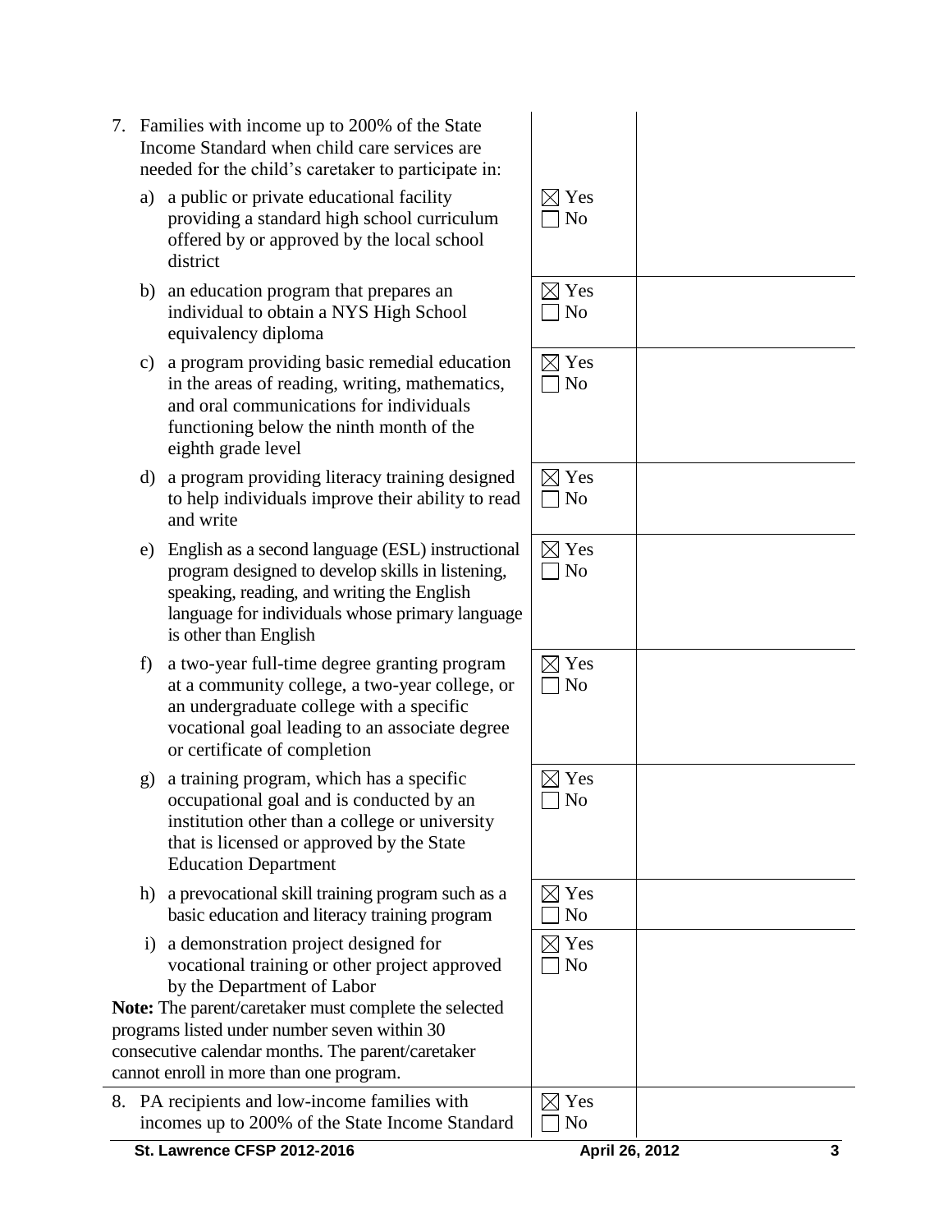| | | |
|---|---|---|
| 7. Families with income up to 200% of the State Income Standard when child care services are needed for the child's caretaker to participate in: | | |
| a) a public or private educational facility providing a standard high school curriculum offered by or approved by the local school district | ☒ Yes<br>☐ No | |
| b) an education program that prepares an individual to obtain a NYS High School equivalency diploma | ☒ Yes<br>☐ No | |
| c) a program providing basic remedial education in the areas of reading, writing, mathematics, and oral communications for individuals functioning below the ninth month of the eighth grade level | ☒ Yes<br>☐ No | |
| d) a program providing literacy training designed to help individuals improve their ability to read and write | ☒ Yes<br>☐ No | |
| e) English as a second language (ESL) instructional program designed to develop skills in listening, speaking, reading, and writing the English language for individuals whose primary language is other than English | ☒ Yes<br>☐ No | |
| f) a two-year full-time degree granting program at a community college, a two-year college, or an undergraduate college with a specific vocational goal leading to an associate degree or certificate of completion | ☒ Yes<br>☐ No | |
| g) a training program, which has a specific occupational goal and is conducted by an institution other than a college or university that is licensed or approved by the State Education Department | ☒ Yes<br>☐ No | |
| h) a prevocational skill training program such as a basic education and literacy training program | ☒ Yes<br>☐ No | |
| i) a demonstration project designed for vocational training or other project approved by the Department of Labor<br>**Note:** The parent/caretaker must complete the selected programs listed under number seven within 30 consecutive calendar months. The parent/caretaker cannot enroll in more than one program. | ☒ Yes<br>☐ No | |
| 8. PA recipients and low-income families with incomes up to 200% of the State Income Standard | ☒ Yes<br>☐ No | |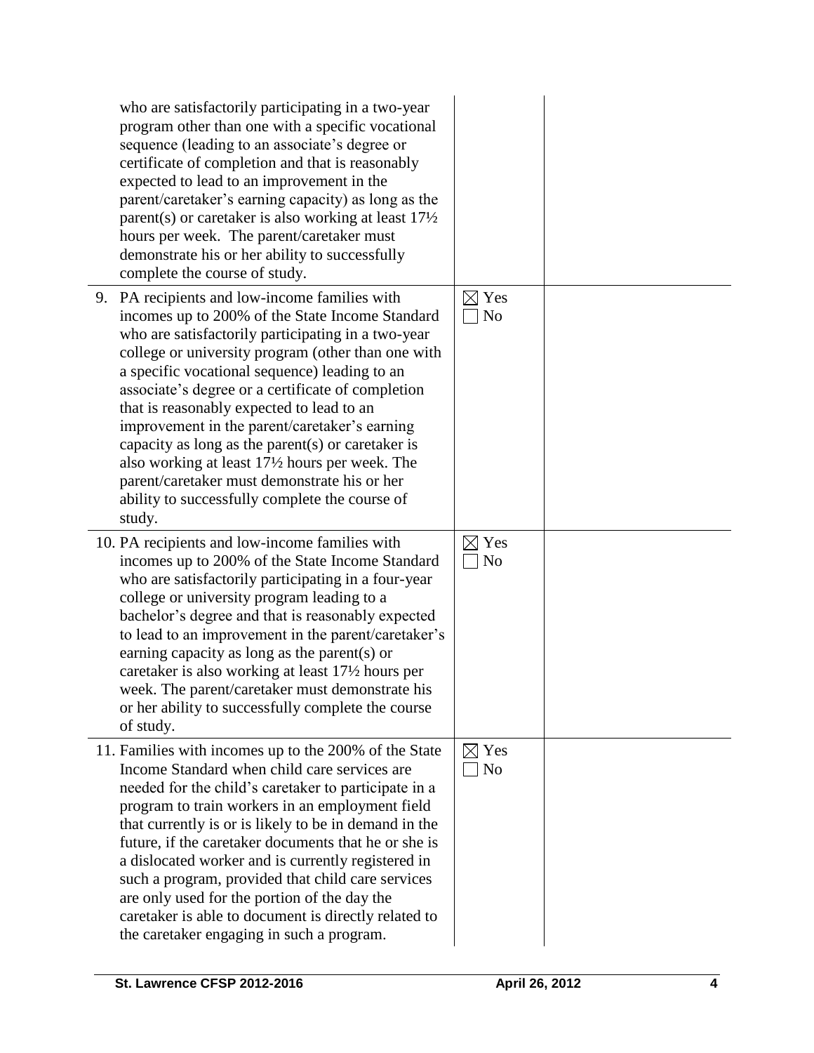| | | |
|---|---|---|
| who are satisfactorily participating in a two-year program other than one with a specific vocational sequence (leading to an associate's degree or certificate of completion and that is reasonably expected to lead to an improvement in the parent/caretaker's earning capacity) as long as the parent(s) or caretaker is also working at least 17½ hours per week. The parent/caretaker must demonstrate his or her ability to successfully complete the course of study. | | |
| 9. PA recipients and low-income families with incomes up to 200% of the State Income Standard who are satisfactorily participating in a two-year college or university program (other than one with a specific vocational sequence) leading to an associate's degree or a certificate of completion that is reasonably expected to lead to an improvement in the parent/caretaker's earning capacity as long as the parent(s) or caretaker is also working at least 17½ hours per week. The parent/caretaker must demonstrate his or her ability to successfully complete the course of study. | ☒ Yes<br>☐ No | |
| 10. PA recipients and low-income families with incomes up to 200% of the State Income Standard who are satisfactorily participating in a four-year college or university program leading to a bachelor's degree and that is reasonably expected to lead to an improvement in the parent/caretaker's earning capacity as long as the parent(s) or caretaker is also working at least 17½ hours per week. The parent/caretaker must demonstrate his or her ability to successfully complete the course of study. | ☒ Yes<br>☐ No | |
| 11. Families with incomes up to the 200% of the State Income Standard when child care services are needed for the child's caretaker to participate in a program to train workers in an employment field that currently is or is likely to be in demand in the future, if the caretaker documents that he or she is a dislocated worker and is currently registered in such a program, provided that child care services are only used for the portion of the day the caretaker is able to document is directly related to the caretaker engaging in such a program. | ☒ Yes<br>☐ No | |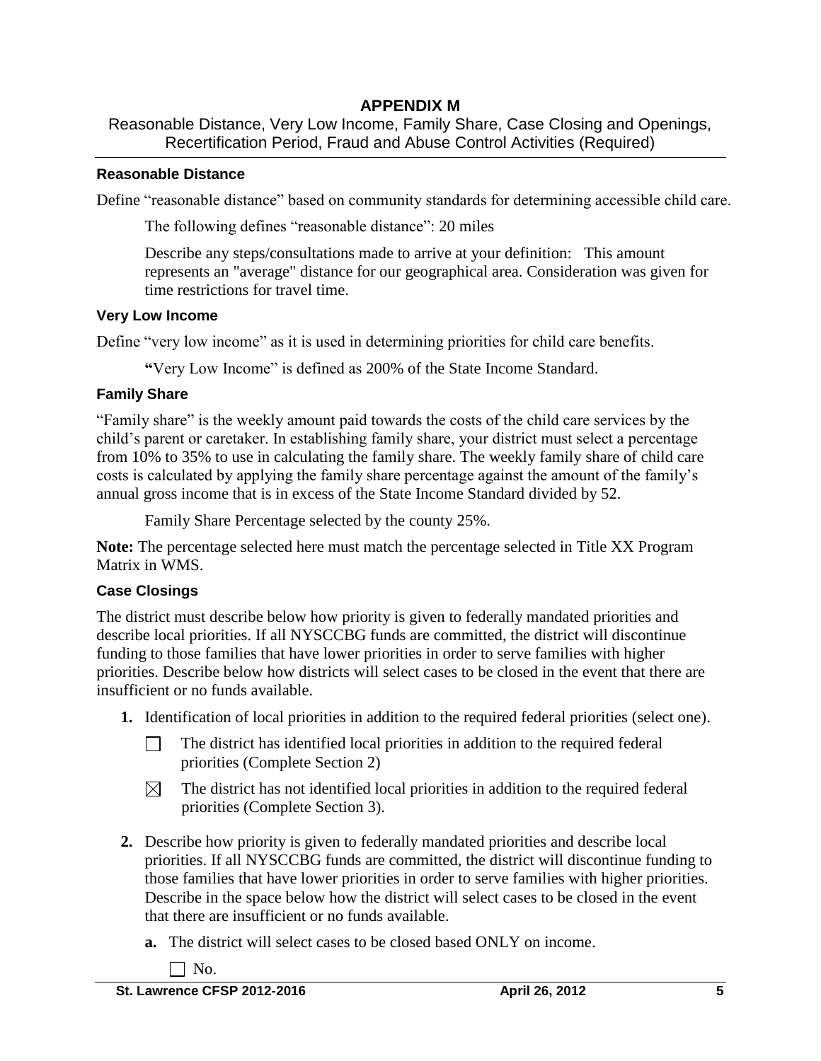# APPENDIX M

Reasonable Distance, Very Low Income, Family Share, Case Closing and Openings, Recertification Period, Fraud and Abuse Control Activities (Required)

### Reasonable Distance

Define "reasonable distance" based on community standards for determining accessible child care.

The following defines "reasonable distance": 20 miles

Describe any steps/consultations made to arrive at your definition: This amount represents an "average" distance for our geographical area. Consideration was given for time restrictions for travel time.

### Very Low Income

Define "very low income" as it is used in determining priorities for child care benefits.

**"**Very Low Income" is defined as 200% of the State Income Standard.

### Family Share

"Family share" is the weekly amount paid towards the costs of the child care services by the child's parent or caretaker. In establishing family share, your district must select a percentage from 10% to 35% to use in calculating the family share. The weekly family share of child care costs is calculated by applying the family share percentage against the amount of the family's annual gross income that is in excess of the State Income Standard divided by 52.

Family Share Percentage selected by the county 25%.

**Note:** The percentage selected here must match the percentage selected in Title XX Program Matrix in WMS.

### Case Closings

The district must describe below how priority is given to federally mandated priorities and describe local priorities. If all NYSCCBG funds are committed, the district will discontinue funding to those families that have lower priorities in order to serve families with higher priorities. Describe below how districts will select cases to be closed in the event that there are insufficient or no funds available.

**1.** Identification of local priorities in addition to the required federal priorities (select one).

☐ The district has identified local priorities in addition to the required federal priorities (Complete Section 2)

☒ The district has not identified local priorities in addition to the required federal priorities (Complete Section 3).

**2.** Describe how priority is given to federally mandated priorities and describe local priorities. If all NYSCCBG funds are committed, the district will discontinue funding to those families that have lower priorities in order to serve families with higher priorities. Describe in the space below how the district will select cases to be closed in the event that there are insufficient or no funds available.

**a.** The district will select cases to be closed based ONLY on income.

☐ No.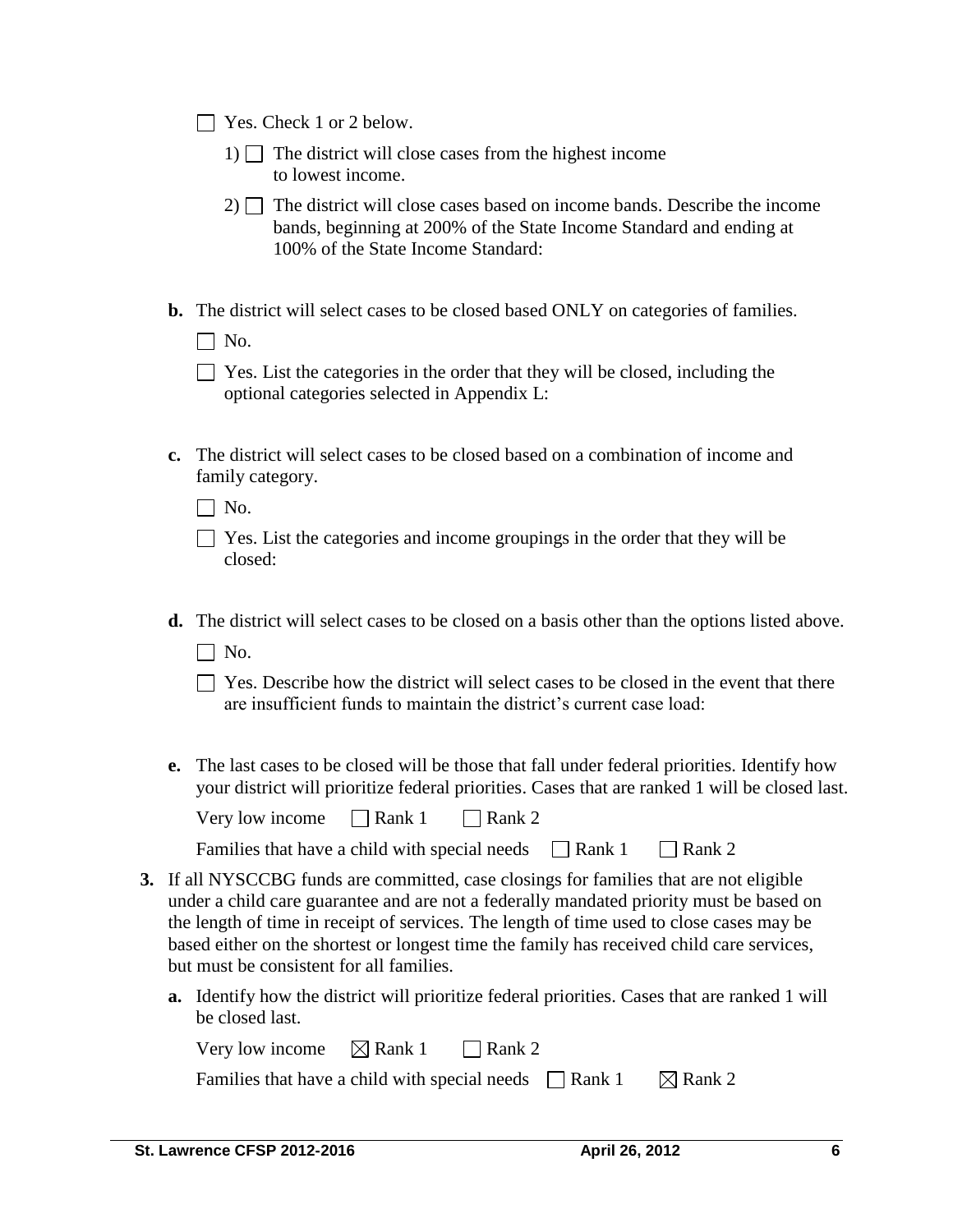☐ Yes. Check 1 or 2 below.

1) ☐ The district will close cases from the highest income to lowest income.

2) ☐ The district will close cases based on income bands. Describe the income bands, beginning at 200% of the State Income Standard and ending at 100% of the State Income Standard:

**b.** The district will select cases to be closed based ONLY on categories of families.

☐ No.

☐ Yes. List the categories in the order that they will be closed, including the optional categories selected in Appendix L:

**c.** The district will select cases to be closed based on a combination of income and family category.

☐ No.

☐ Yes. List the categories and income groupings in the order that they will be closed:

**d.** The district will select cases to be closed on a basis other than the options listed above.

☐ No.

☐ Yes. Describe how the district will select cases to be closed in the event that there are insufficient funds to maintain the district's current case load:

**e.** The last cases to be closed will be those that fall under federal priorities. Identify how your district will prioritize federal priorities. Cases that are ranked 1 will be closed last.

Very low income ☐ Rank 1 ☐ Rank 2

Families that have a child with special needs ☐ Rank 1 ☐ Rank 2

**3.** If all NYSCCBG funds are committed, case closings for families that are not eligible under a child care guarantee and are not a federally mandated priority must be based on the length of time in receipt of services. The length of time used to close cases may be based either on the shortest or longest time the family has received child care services, but must be consistent for all families.

**a.** Identify how the district will prioritize federal priorities. Cases that are ranked 1 will be closed last.

Very low income ☒ Rank 1 ☐ Rank 2

Families that have a child with special needs ☐ Rank 1 ☒ Rank 2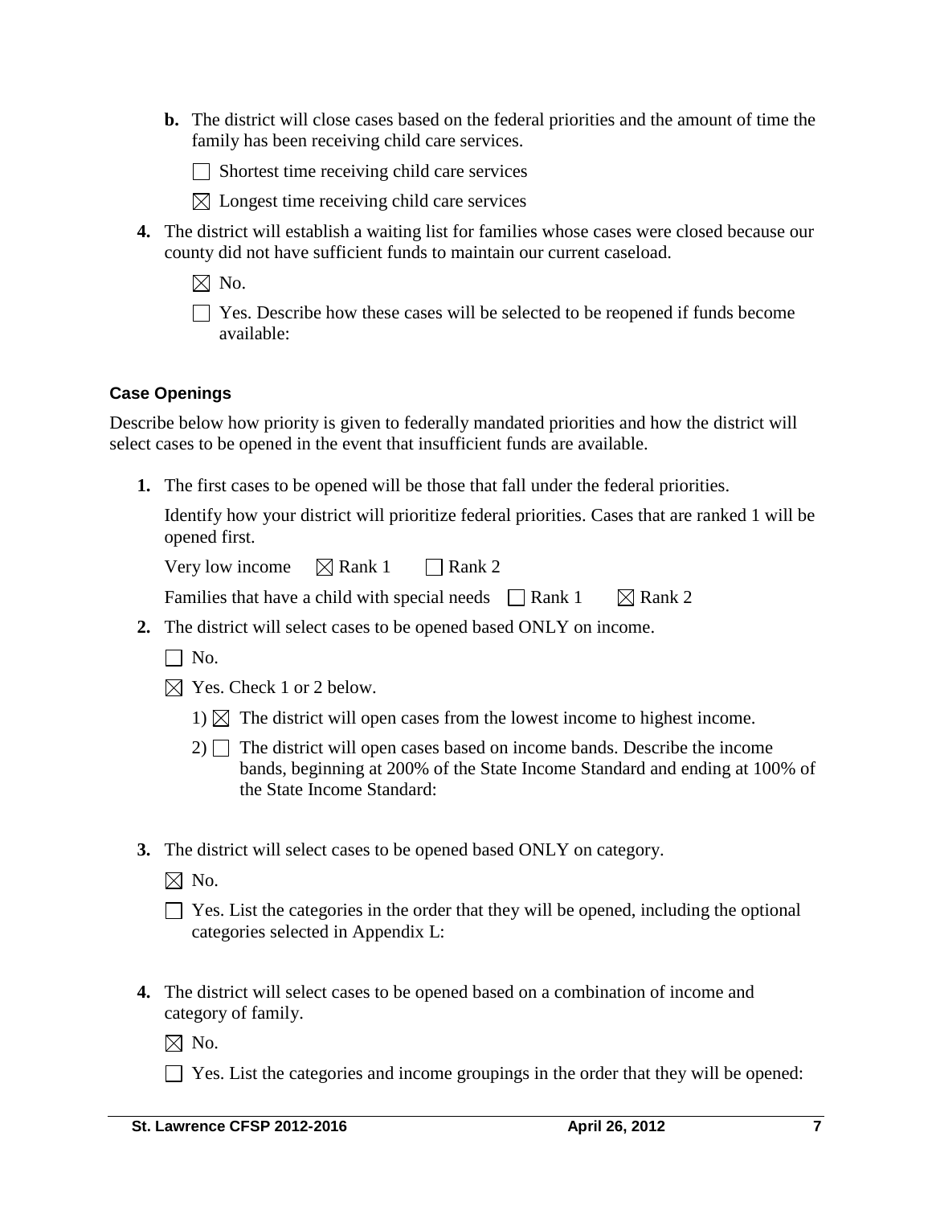**b.** The district will close cases based on the federal priorities and the amount of time the family has been receiving child care services.

☐ Shortest time receiving child care services

☒ Longest time receiving child care services

**4.** The district will establish a waiting list for families whose cases were closed because our county did not have sufficient funds to maintain our current caseload.

☒ No.

☐ Yes. Describe how these cases will be selected to be reopened if funds become available:

### Case Openings

Describe below how priority is given to federally mandated priorities and how the district will select cases to be opened in the event that insufficient funds are available.

**1.** The first cases to be opened will be those that fall under the federal priorities.

Identify how your district will prioritize federal priorities. Cases that are ranked 1 will be opened first.

Very low income ☒ Rank 1 ☐ Rank 2

Families that have a child with special needs ☐ Rank 1 ☒ Rank 2

**2.** The district will select cases to be opened based ONLY on income.

☐ No.

☒ Yes. Check 1 or 2 below.

1) ☒ The district will open cases from the lowest income to highest income.

2) ☐ The district will open cases based on income bands. Describe the income bands, beginning at 200% of the State Income Standard and ending at 100% of the State Income Standard:

**3.** The district will select cases to be opened based ONLY on category.

☒ No.

☐ Yes. List the categories in the order that they will be opened, including the optional categories selected in Appendix L:

**4.** The district will select cases to be opened based on a combination of income and category of family.

☒ No.

☐ Yes. List the categories and income groupings in the order that they will be opened: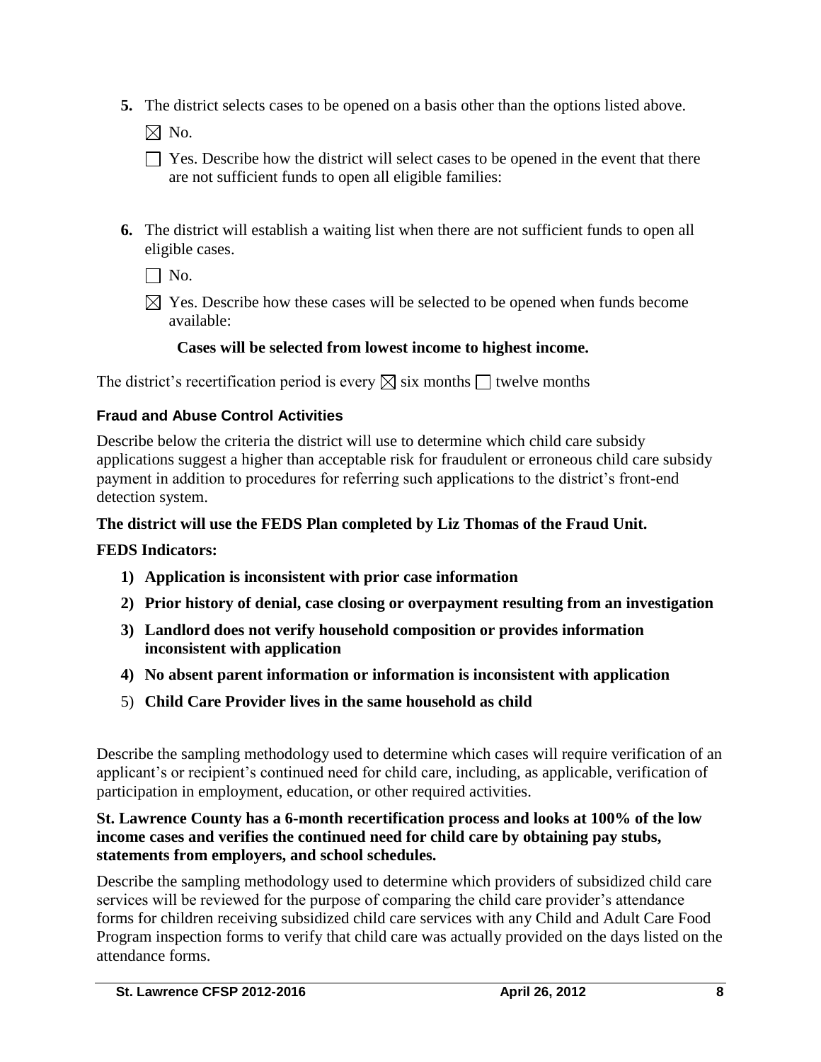5. The district selects cases to be opened on a basis other than the options listed above.

   ☒ No.

   ☐ Yes. Describe how the district will select cases to be opened in the event that there are not sufficient funds to open all eligible families:

6. The district will establish a waiting list when there are not sufficient funds to open all eligible cases.

   ☐ No.

   ☒ Yes. Describe how these cases will be selected to be opened when funds become available:

   **Cases will be selected from lowest income to highest income.**

The district's recertification period is every ☒ six months ☐ twelve months

### Fraud and Abuse Control Activities

Describe below the criteria the district will use to determine which child care subsidy applications suggest a higher than acceptable risk for fraudulent or erroneous child care subsidy payment in addition to procedures for referring such applications to the district's front-end detection system.

**The district will use the FEDS Plan completed by Liz Thomas of the Fraud Unit.**

**FEDS Indicators:**

1) **Application is inconsistent with prior case information**
2) **Prior history of denial, case closing or overpayment resulting from an investigation**
3) **Landlord does not verify household composition or provides information inconsistent with application**
4) **No absent parent information or information is inconsistent with application**
5) **Child Care Provider lives in the same household as child**

Describe the sampling methodology used to determine which cases will require verification of an applicant's or recipient's continued need for child care, including, as applicable, verification of participation in employment, education, or other required activities.

**St. Lawrence County has a 6-month recertification process and looks at 100% of the low income cases and verifies the continued need for child care by obtaining pay stubs, statements from employers, and school schedules.**

Describe the sampling methodology used to determine which providers of subsidized child care services will be reviewed for the purpose of comparing the child care provider's attendance forms for children receiving subsidized child care services with any Child and Adult Care Food Program inspection forms to verify that child care was actually provided on the days listed on the attendance forms.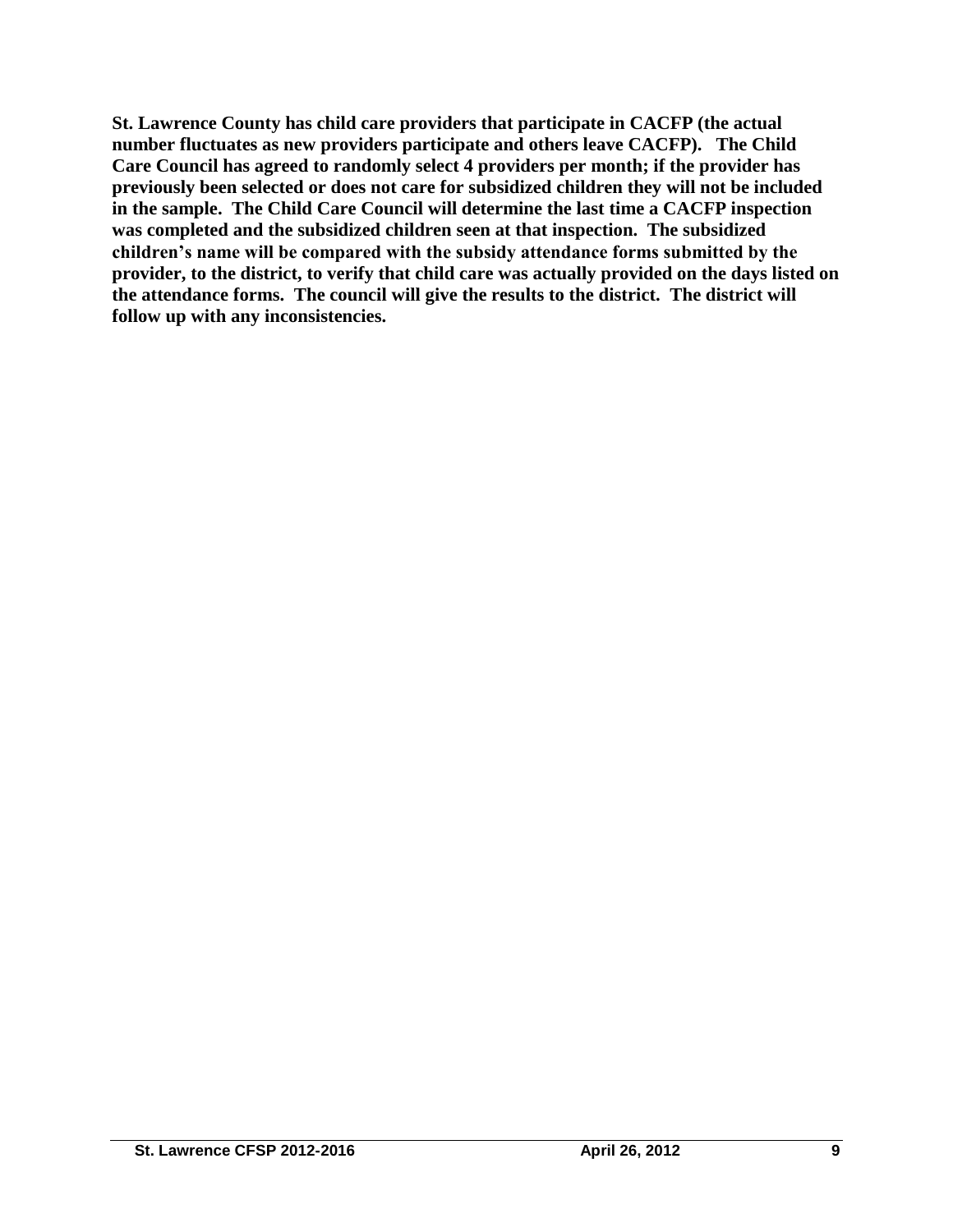**St. Lawrence County has child care providers that participate in CACFP (the actual number fluctuates as new providers participate and others leave CACFP). The Child Care Council has agreed to randomly select 4 providers per month; if the provider has previously been selected or does not care for subsidized children they will not be included in the sample. The Child Care Council will determine the last time a CACFP inspection was completed and the subsidized children seen at that inspection. The subsidized children's name will be compared with the subsidy attendance forms submitted by the provider, to the district, to verify that child care was actually provided on the days listed on the attendance forms. The council will give the results to the district. The district will follow up with any inconsistencies.**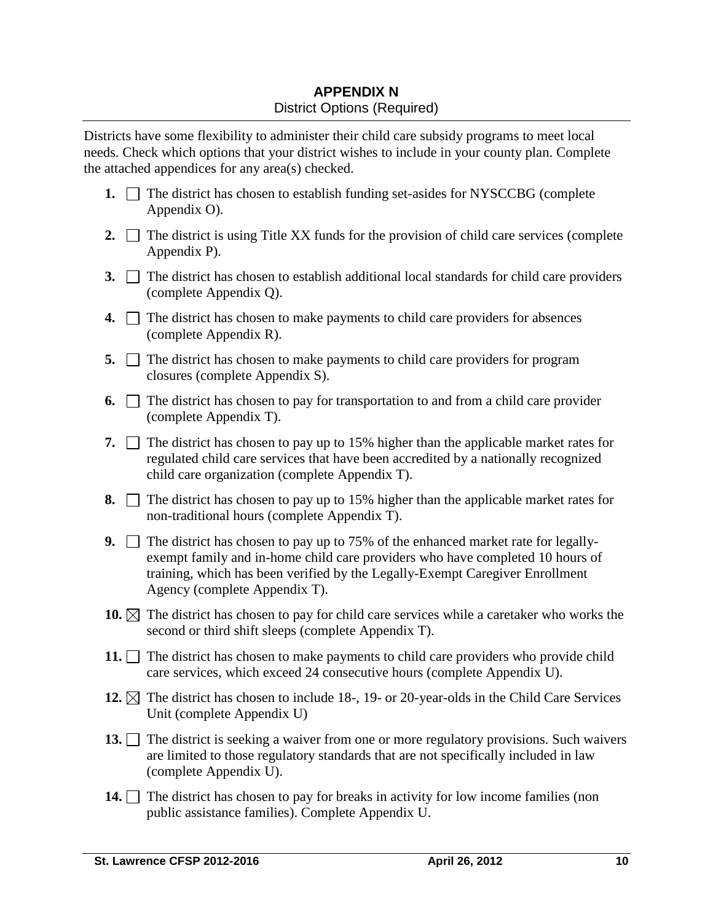## APPENDIX N

District Options (Required)

Districts have some flexibility to administer their child care subsidy programs to meet local needs. Check which options that your district wishes to include in your county plan. Complete the attached appendices for any area(s) checked.

1. ☐ The district has chosen to establish funding set-asides for NYSCCBG (complete Appendix O).
2. ☐ The district is using Title XX funds for the provision of child care services (complete Appendix P).
3. ☐ The district has chosen to establish additional local standards for child care providers (complete Appendix Q).
4. ☐ The district has chosen to make payments to child care providers for absences (complete Appendix R).
5. ☐ The district has chosen to make payments to child care providers for program closures (complete Appendix S).
6. ☐ The district has chosen to pay for transportation to and from a child care provider (complete Appendix T).
7. ☐ The district has chosen to pay up to 15% higher than the applicable market rates for regulated child care services that have been accredited by a nationally recognized child care organization (complete Appendix T).
8. ☐ The district has chosen to pay up to 15% higher than the applicable market rates for non-traditional hours (complete Appendix T).
9. ☐ The district has chosen to pay up to 75% of the enhanced market rate for legally-exempt family and in-home child care providers who have completed 10 hours of training, which has been verified by the Legally-Exempt Caregiver Enrollment Agency (complete Appendix T).
10. ☒ The district has chosen to pay for child care services while a caretaker who works the second or third shift sleeps (complete Appendix T).
11. ☐ The district has chosen to make payments to child care providers who provide child care services, which exceed 24 consecutive hours (complete Appendix U).
12. ☒ The district has chosen to include 18-, 19- or 20-year-olds in the Child Care Services Unit (complete Appendix U)
13. ☐ The district is seeking a waiver from one or more regulatory provisions. Such waivers are limited to those regulatory standards that are not specifically included in law (complete Appendix U).
14. ☐ The district has chosen to pay for breaks in activity for low income families (non public assistance families). Complete Appendix U.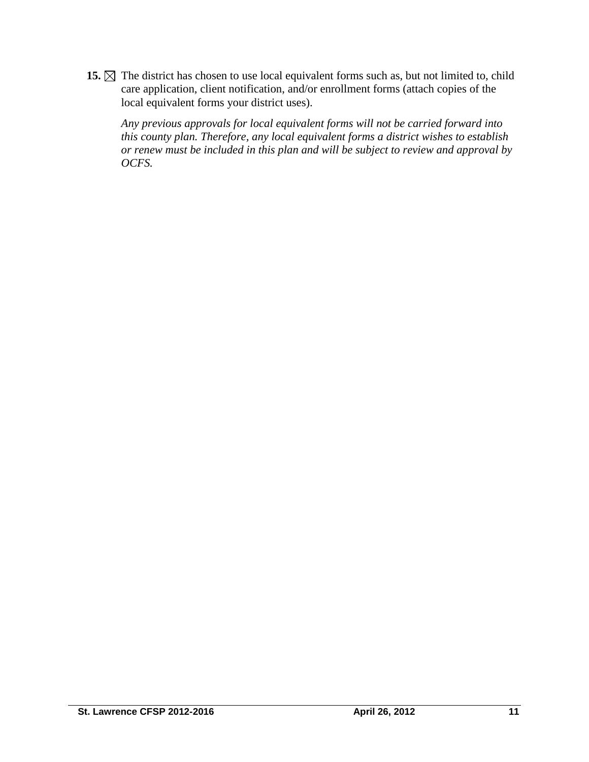**15.** ☒ The district has chosen to use local equivalent forms such as, but not limited to, child care application, client notification, and/or enrollment forms (attach copies of the local equivalent forms your district uses).

*Any previous approvals for local equivalent forms will not be carried forward into this county plan. Therefore, any local equivalent forms a district wishes to establish or renew must be included in this plan and will be subject to review and approval by OCFS.*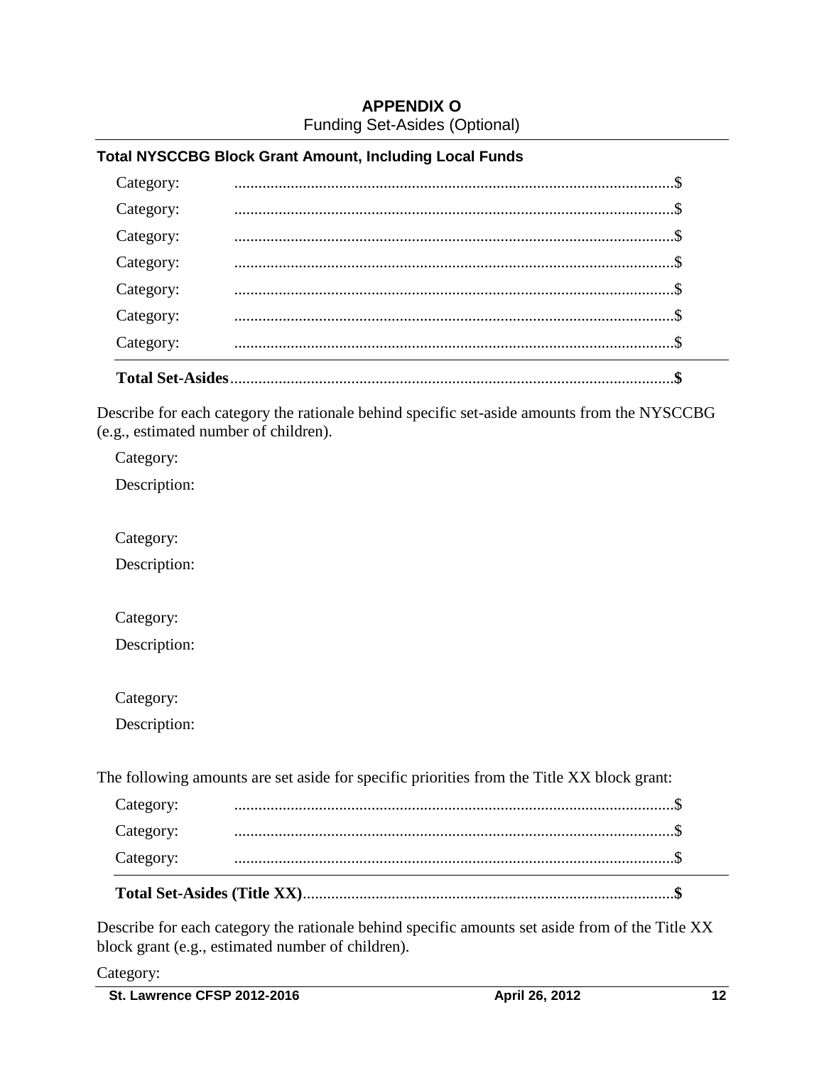## APPENDIX O

Funding Set-Asides (Optional)

### Total NYSCCBG Block Grant Amount, Including Local Funds

Category: ............................................................................................................$

Category: ............................................................................................................$

Category: ............................................................................................................$

Category: ............................................................................................................$

Category: ............................................................................................................$

Category: ............................................................................................................$

Category: ............................................................................................................$

**Total Set-Asides**..............................................................................................................**$**

Describe for each category the rationale behind specific set-aside amounts from the NYSCCBG (e.g., estimated number of children).

Category:

Description:

Category:

Description:

Category:

Description:

Category:

Description:

The following amounts are set aside for specific priorities from the Title XX block grant:

Category: ............................................................................................................$

Category: ............................................................................................................$

Category: ............................................................................................................$

**Total Set-Asides (Title XX)**...........................................................................................**$**

Describe for each category the rationale behind specific amounts set aside from of the Title XX block grant (e.g., estimated number of children).

Category: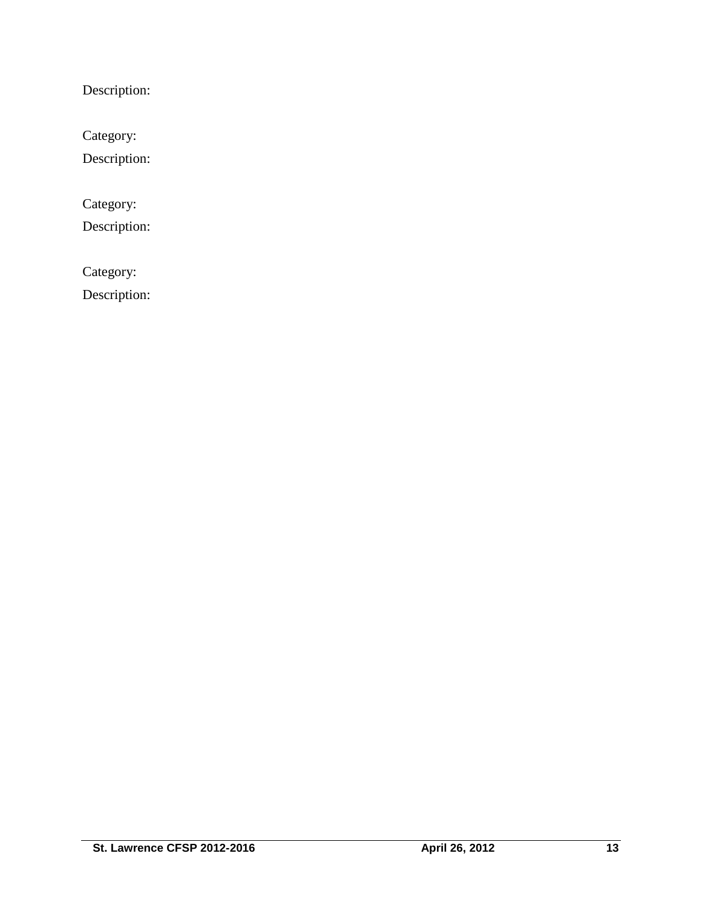Description:

Category:

Description:

Category:

Description:

Category:

Description: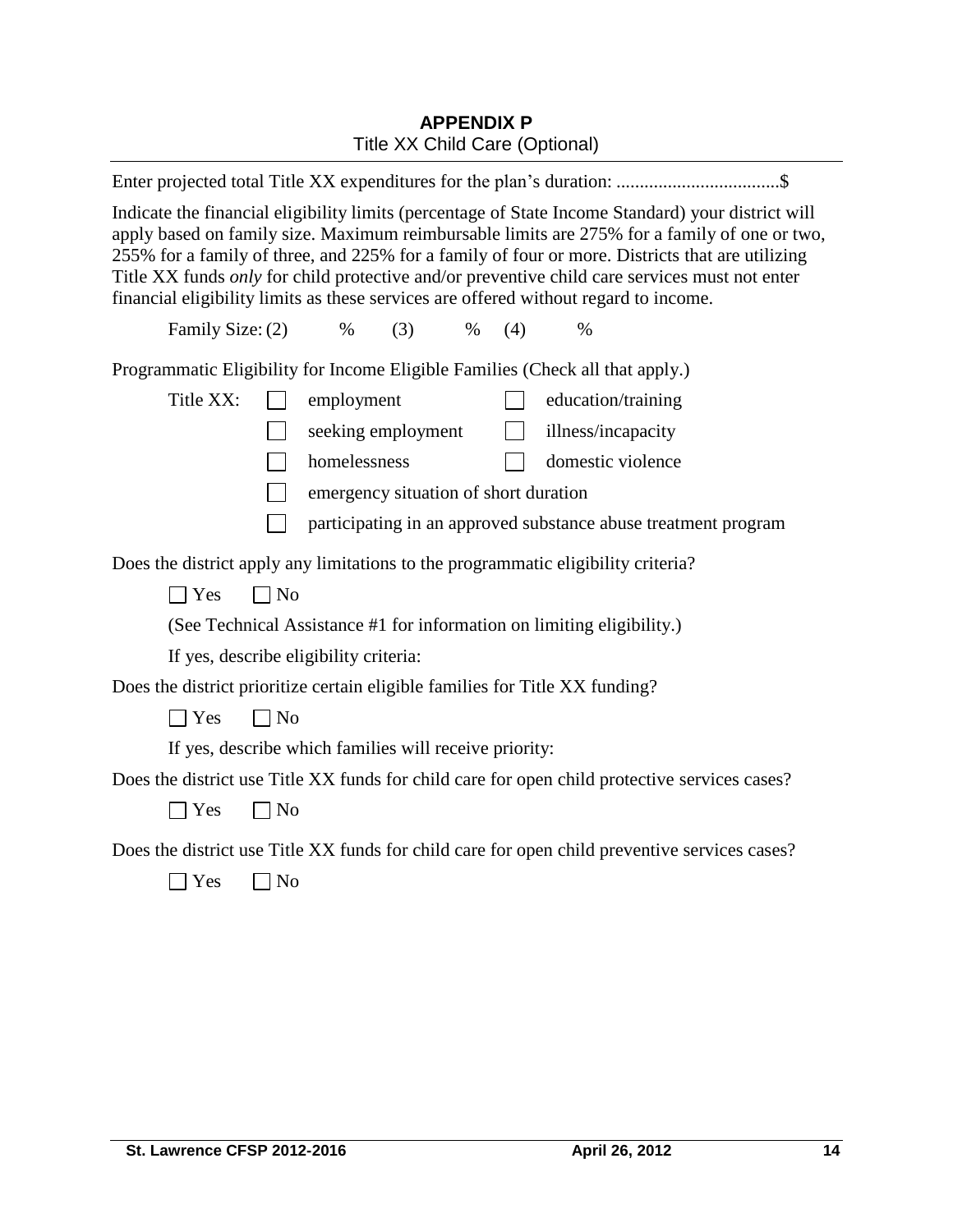# APPENDIX P

Title XX Child Care (Optional)

Enter projected total Title XX expenditures for the plan's duration: ..................................$

Indicate the financial eligibility limits (percentage of State Income Standard) your district will apply based on family size. Maximum reimbursable limits are 275% for a family of one or two, 255% for a family of three, and 225% for a family of four or more. Districts that are utilizing Title XX funds *only* for child protective and/or preventive child care services must not enter financial eligibility limits as these services are offered without regard to income.

Family Size: (2) % (3) % (4) %

Programmatic Eligibility for Income Eligible Families (Check all that apply.)

Title XX:

- ☐ employment
- ☐ education/training
- ☐ seeking employment
- ☐ illness/incapacity
- ☐ homelessness
- ☐ domestic violence
- ☐ emergency situation of short duration
- ☐ participating in an approved substance abuse treatment program

Does the district apply any limitations to the programmatic eligibility criteria?

☐ Yes ☐ No

(See Technical Assistance #1 for information on limiting eligibility.)

If yes, describe eligibility criteria:

Does the district prioritize certain eligible families for Title XX funding?

☐ Yes ☐ No

If yes, describe which families will receive priority:

Does the district use Title XX funds for child care for open child protective services cases?

☐ Yes ☐ No

Does the district use Title XX funds for child care for open child preventive services cases?

☐ Yes ☐ No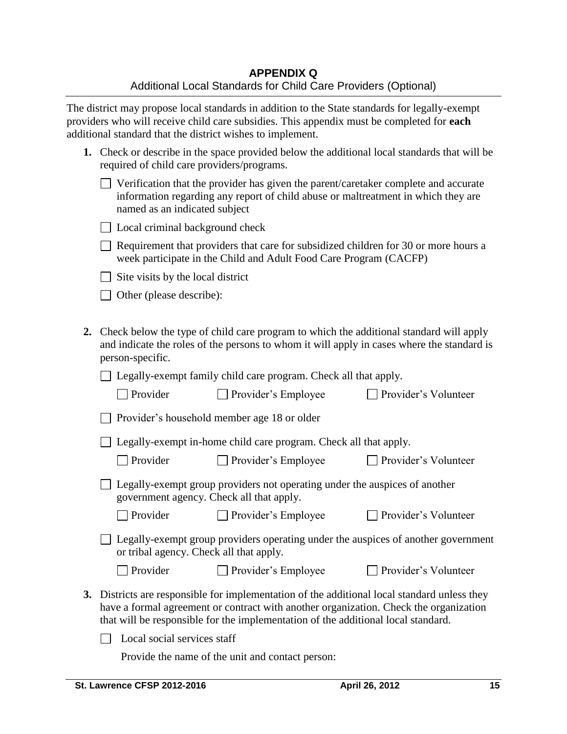# APPENDIX Q

Additional Local Standards for Child Care Providers (Optional)

The district may propose local standards in addition to the State standards for legally-exempt providers who will receive child care subsidies. This appendix must be completed for **each** additional standard that the district wishes to implement.

**1.** Check or describe in the space provided below the additional local standards that will be required of child care providers/programs.

- ☐ Verification that the provider has given the parent/caretaker complete and accurate information regarding any report of child abuse or maltreatment in which they are named as an indicated subject
- ☐ Local criminal background check
- ☐ Requirement that providers that care for subsidized children for 30 or more hours a week participate in the Child and Adult Food Care Program (CACFP)
- ☐ Site visits by the local district
- ☐ Other (please describe):

**2.** Check below the type of child care program to which the additional standard will apply and indicate the roles of the persons to whom it will apply in cases where the standard is person-specific.

☐ Legally-exempt family child care program. Check all that apply.

☐ Provider ☐ Provider's Employee ☐ Provider's Volunteer

☐ Provider's household member age 18 or older

☐ Legally-exempt in-home child care program. Check all that apply.

☐ Provider ☐ Provider's Employee ☐ Provider's Volunteer

☐ Legally-exempt group providers not operating under the auspices of another government agency. Check all that apply.

☐ Provider ☐ Provider's Employee ☐ Provider's Volunteer

☐ Legally-exempt group providers operating under the auspices of another government or tribal agency. Check all that apply.

☐ Provider ☐ Provider's Employee ☐ Provider's Volunteer

**3.** Districts are responsible for implementation of the additional local standard unless they have a formal agreement or contract with another organization. Check the organization that will be responsible for the implementation of the additional local standard.

☐ Local social services staff

Provide the name of the unit and contact person: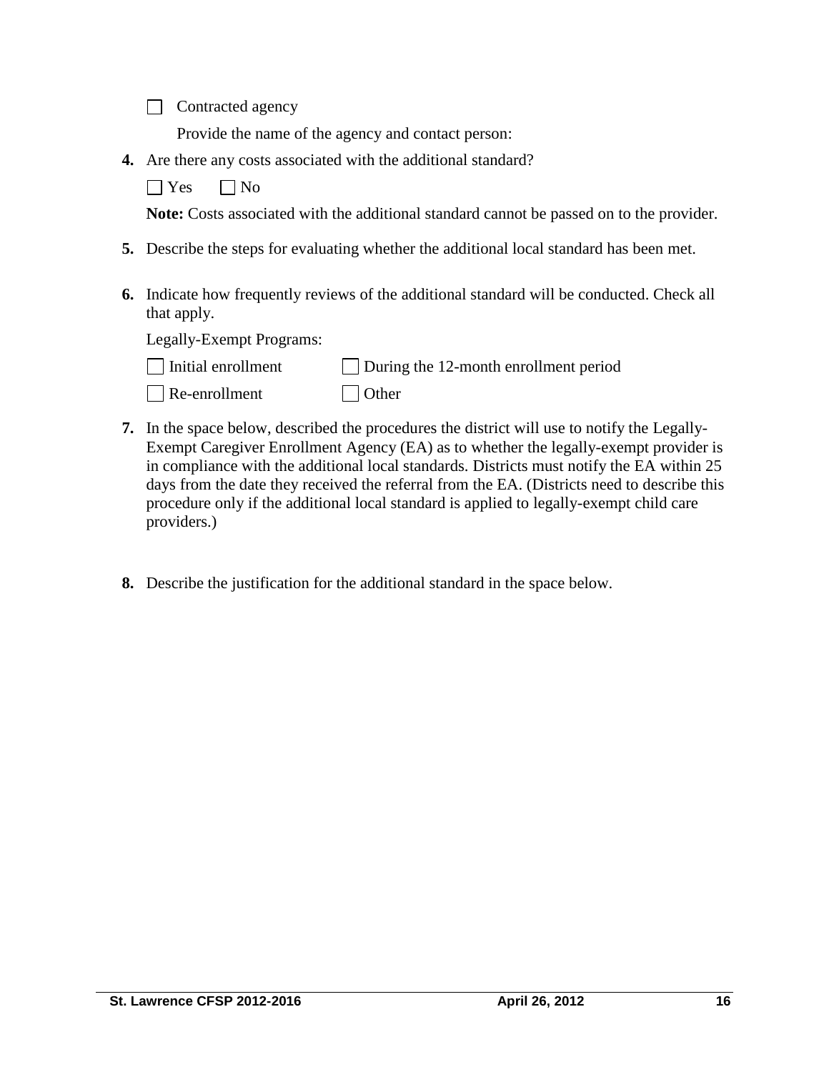☐ Contracted agency

Provide the name of the agency and contact person:

**4.** Are there any costs associated with the additional standard?

☐ Yes ☐ No

**Note:** Costs associated with the additional standard cannot be passed on to the provider.

**5.** Describe the steps for evaluating whether the additional local standard has been met.

**6.** Indicate how frequently reviews of the additional standard will be conducted. Check all that apply.

Legally-Exempt Programs:

☐ Initial enrollment ☐ During the 12-month enrollment period

☐ Re-enrollment ☐ Other

**7.** In the space below, described the procedures the district will use to notify the Legally-Exempt Caregiver Enrollment Agency (EA) as to whether the legally-exempt provider is in compliance with the additional local standards. Districts must notify the EA within 25 days from the date they received the referral from the EA. (Districts need to describe this procedure only if the additional local standard is applied to legally-exempt child care providers.)

**8.** Describe the justification for the additional standard in the space below.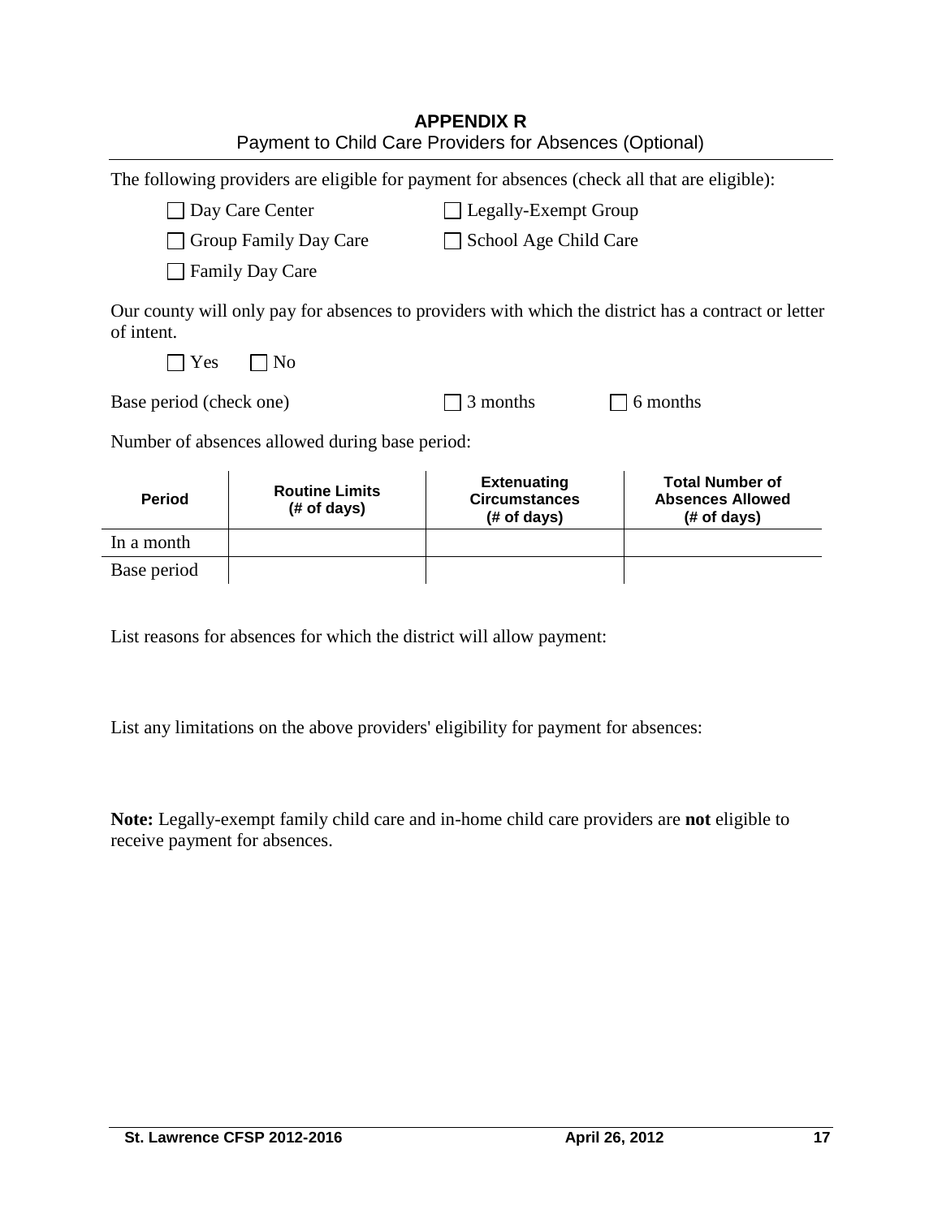# APPENDIX R

Payment to Child Care Providers for Absences (Optional)

The following providers are eligible for payment for absences (check all that are eligible):

- ☐ Day Care Center
- ☐ Legally-Exempt Group
- ☐ Group Family Day Care
- ☐ School Age Child Care
- ☐ Family Day Care

Our county will only pay for absences to providers with which the district has a contract or letter of intent.

☐ Yes ☐ No

Base period (check one) ☐ 3 months ☐ 6 months

Number of absences allowed during base period:

| Period | Routine Limits (# of days) | Extenuating Circumstances (# of days) | Total Number of Absences Allowed (# of days) |
|---|---|---|---|
| In a month | | | |
| Base period | | | |

List reasons for absences for which the district will allow payment:

List any limitations on the above providers' eligibility for payment for absences:

**Note:** Legally-exempt family child care and in-home child care providers are **not** eligible to receive payment for absences.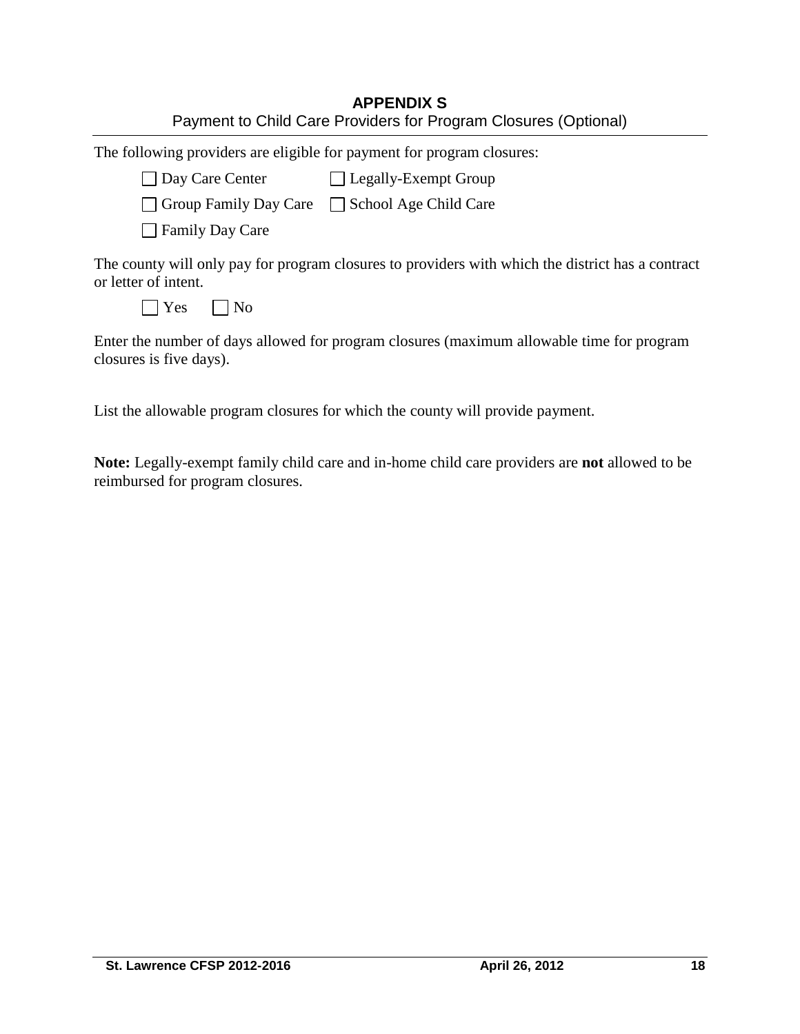# APPENDIX S

Payment to Child Care Providers for Program Closures (Optional)

The following providers are eligible for payment for program closures:

- ☐ Day Care Center
- ☐ Legally-Exempt Group
- ☐ Group Family Day Care
- ☐ School Age Child Care
- ☐ Family Day Care

The county will only pay for program closures to providers with which the district has a contract or letter of intent.

☐ Yes ☐ No

Enter the number of days allowed for program closures (maximum allowable time for program closures is five days).

List the allowable program closures for which the county will provide payment.

**Note:** Legally-exempt family child care and in-home child care providers are **not** allowed to be reimbursed for program closures.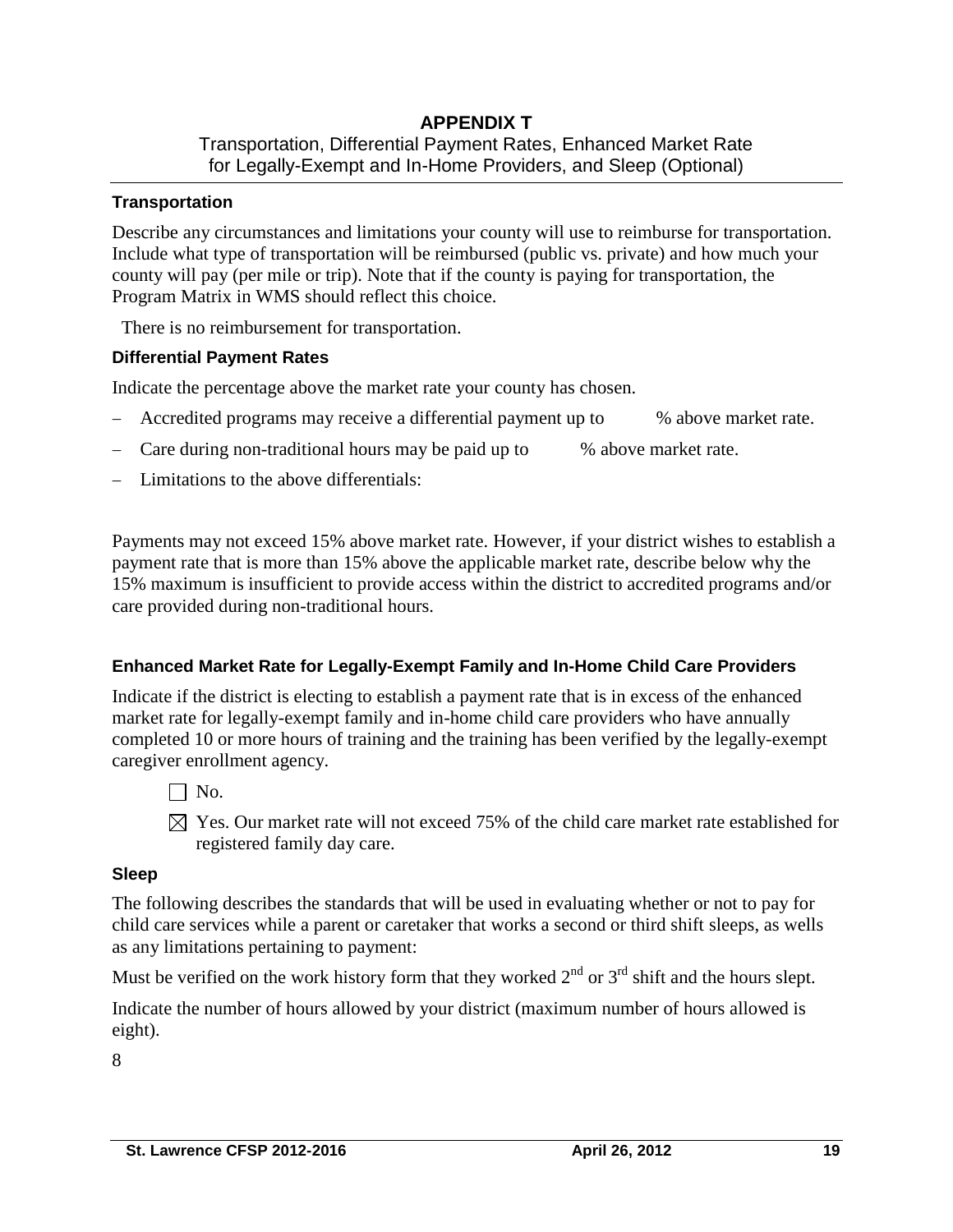# APPENDIX T

Transportation, Differential Payment Rates, Enhanced Market Rate for Legally-Exempt and In-Home Providers, and Sleep (Optional)

### Transportation

Describe any circumstances and limitations your county will use to reimburse for transportation. Include what type of transportation will be reimbursed (public vs. private) and how much your county will pay (per mile or trip). Note that if the county is paying for transportation, the Program Matrix in WMS should reflect this choice.

There is no reimbursement for transportation.

### Differential Payment Rates

Indicate the percentage above the market rate your county has chosen.

- Accredited programs may receive a differential payment up to % above market rate.
- Care during non-traditional hours may be paid up to % above market rate.
- Limitations to the above differentials:

Payments may not exceed 15% above market rate. However, if your district wishes to establish a payment rate that is more than 15% above the applicable market rate, describe below why the 15% maximum is insufficient to provide access within the district to accredited programs and/or care provided during non-traditional hours.

### Enhanced Market Rate for Legally-Exempt Family and In-Home Child Care Providers

Indicate if the district is electing to establish a payment rate that is in excess of the enhanced market rate for legally-exempt family and in-home child care providers who have annually completed 10 or more hours of training and the training has been verified by the legally-exempt caregiver enrollment agency.

☐ No.

☒ Yes. Our market rate will not exceed 75% of the child care market rate established for registered family day care.

### Sleep

The following describes the standards that will be used in evaluating whether or not to pay for child care services while a parent or caretaker that works a second or third shift sleeps, as wells as any limitations pertaining to payment:

Must be verified on the work history form that they worked 2nd or 3rd shift and the hours slept.

Indicate the number of hours allowed by your district (maximum number of hours allowed is eight).

8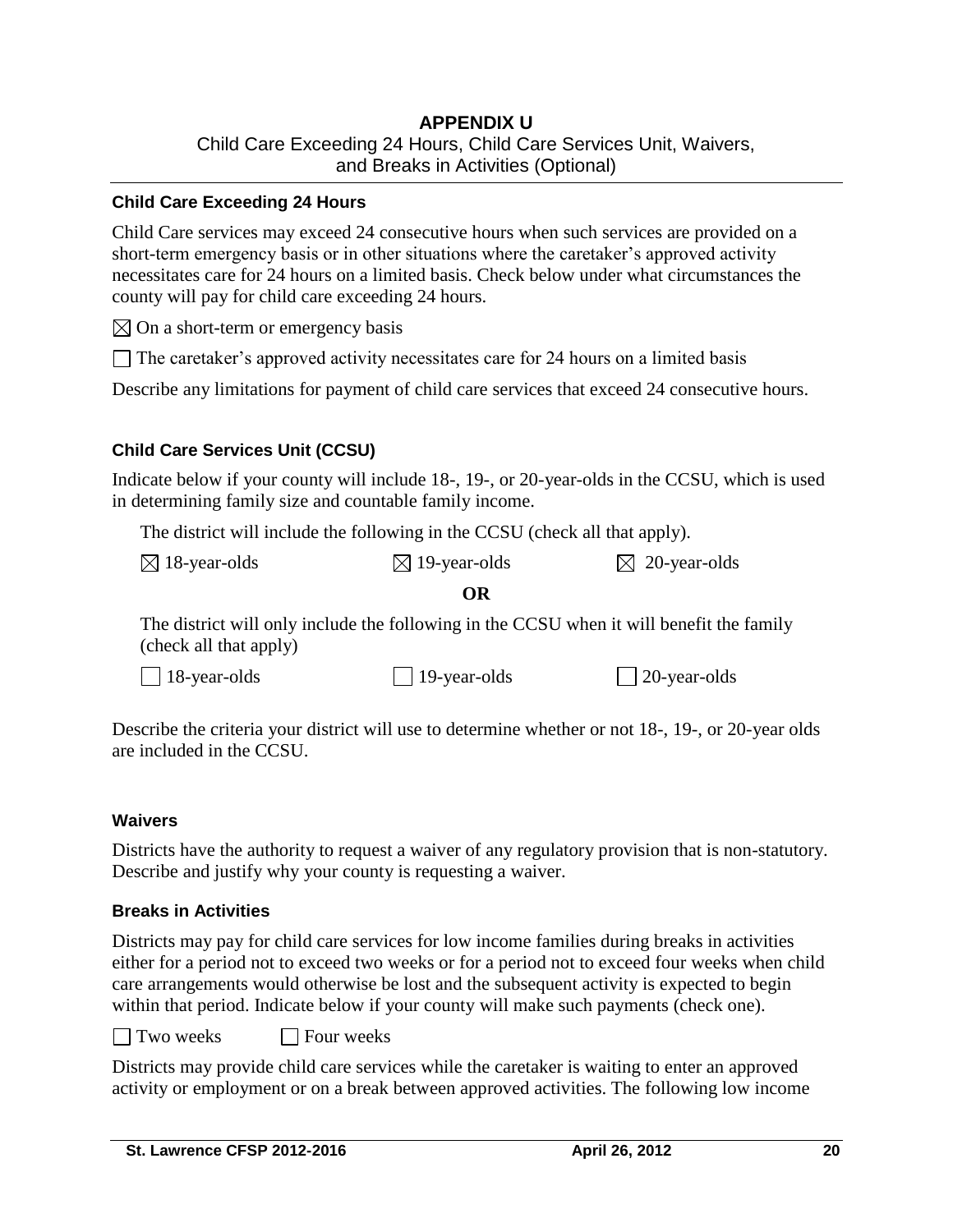# APPENDIX U

Child Care Exceeding 24 Hours, Child Care Services Unit, Waivers, and Breaks in Activities (Optional)

### Child Care Exceeding 24 Hours

Child Care services may exceed 24 consecutive hours when such services are provided on a short-term emergency basis or in other situations where the caretaker's approved activity necessitates care for 24 hours on a limited basis. Check below under what circumstances the county will pay for child care exceeding 24 hours.

☒ On a short-term or emergency basis

☐ The caretaker's approved activity necessitates care for 24 hours on a limited basis

Describe any limitations for payment of child care services that exceed 24 consecutive hours.

### Child Care Services Unit (CCSU)

Indicate below if your county will include 18-, 19-, or 20-year-olds in the CCSU, which is used in determining family size and countable family income.

The district will include the following in the CCSU (check all that apply).

☒ 18-year-olds ☒ 19-year-olds ☒ 20-year-olds

**OR**

The district will only include the following in the CCSU when it will benefit the family (check all that apply)

☐ 18-year-olds ☐ 19-year-olds ☐ 20-year-olds

Describe the criteria your district will use to determine whether or not 18-, 19-, or 20-year olds are included in the CCSU.

### Waivers

Districts have the authority to request a waiver of any regulatory provision that is non-statutory. Describe and justify why your county is requesting a waiver.

### Breaks in Activities

Districts may pay for child care services for low income families during breaks in activities either for a period not to exceed two weeks or for a period not to exceed four weeks when child care arrangements would otherwise be lost and the subsequent activity is expected to begin within that period. Indicate below if your county will make such payments (check one).

☐ Two weeks ☐ Four weeks

Districts may provide child care services while the caretaker is waiting to enter an approved activity or employment or on a break between approved activities. The following low income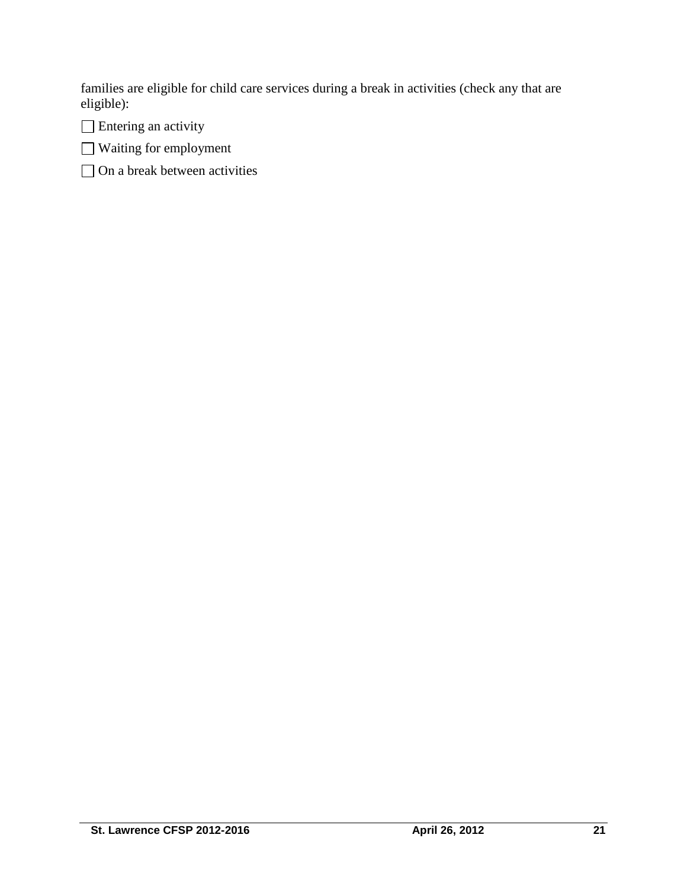families are eligible for child care services during a break in activities (check any that are eligible):

☐ Entering an activity

☐ Waiting for employment

☐ On a break between activities